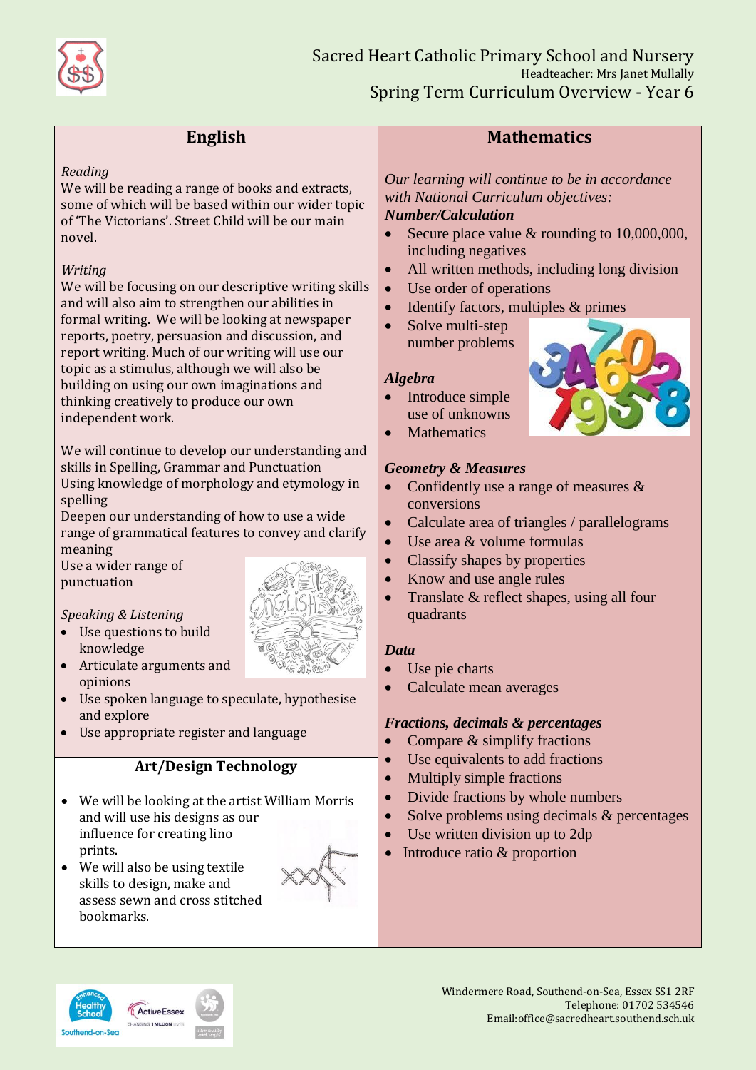# Sacred Heart Catholic Primary School and Nursery

Headteacher: Mrs Janet Mullally

## Spring Term Curriculum Overview - Year 6

## English

*Reading*

We will be reading a range of books and extracts, some of which will be based within our wider topic of 'The Victorians'. Street Child will be our main novel.

*Writing*

We will be focusing on our descriptive writing skills and will also aim to strengthen our abilities in formal writing. We will be looking at newspaper reports, poetry, persuasion and discussion, and report writing. Much of our writing will use our topic as a stimulus, although we will also be building on using our own imaginations and thinking creatively to produce our own independent work.

We will continue to develop our understanding and skills in Spelling, Grammar and Punctuation

Using knowledge of morphology and etymology in spelling

Deepen our understanding of how to use a wide range of grammatical features to convey and clarify meaning

Use a wider range of punctuation

*Speaking & Listening*

- Use questions to build knowledge
- Articulate arguments and opinions
- Use spoken language to speculate, hypothesise and explore
- Use appropriate register and language

## Art/Design Technology

- We will be looking at the artist William Morris and will use his designs as our influence for creating lino prints.
- We will also be using textile skills to design, make and assess sewn and cross stitched bookmarks.

## Mathematics

*Our learning will continue to be in accordance with National Curriculum objectives:*

***Number/Calculation***

- Secure place value & rounding to 10,000,000, including negatives
- All written methods, including long division
- Use order of operations
- Identify factors, multiples & primes
- Solve multi-step number problems

***Algebra***

- Introduce simple use of unknowns
- Mathematics

***Geometry & Measures***

- Confidently use a range of measures & conversions
- Calculate area of triangles / parallelograms
- Use area & volume formulas
- Classify shapes by properties
- Know and use angle rules
- Translate & reflect shapes, using all four quadrants

***Data***

- Use pie charts
- Calculate mean averages

***Fractions, decimals & percentages***

- Compare & simplify fractions
- Use equivalents to add fractions
- Multiply simple fractions
- Divide fractions by whole numbers
- Solve problems using decimals & percentages
- Use written division up to 2dp
- Introduce ratio & proportion

Windermere Road, Southend-on-Sea, Essex SS1 2RF
Telephone: 01702 534546
Email:office@sacredheart.southend.sch.uk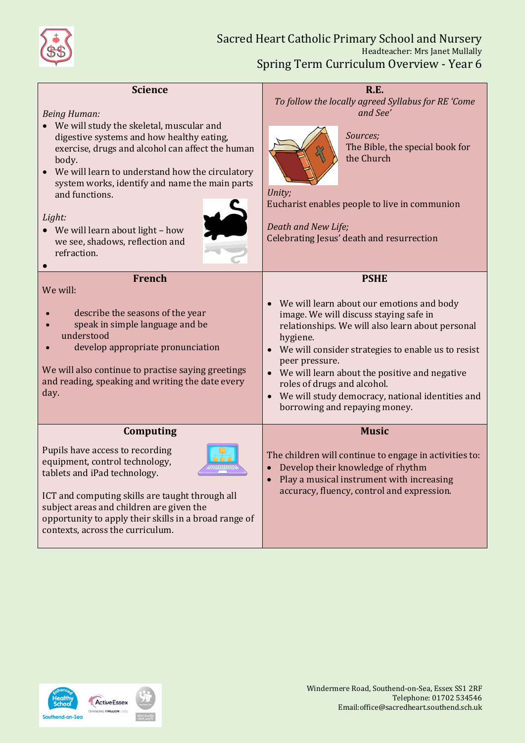# Sacred Heart Catholic Primary School and Nursery

Headteacher: Mrs Janet Mullally

## Spring Term Curriculum Overview - Year 6

### Science

*Being Human:*

- We will study the skeletal, muscular and digestive systems and how healthy eating, exercise, drugs and alcohol can affect the human body.
- We will learn to understand how the circulatory system works, identify and name the main parts and functions.

*Light:*

- We will learn about light – how we see, shadows, reflection and refraction.

### R.E.

*To follow the locally agreed Syllabus for RE 'Come and See'*

*Sources;*
The Bible, the special book for the Church

*Unity;*
Eucharist enables people to live in communion

*Death and New Life;*
Celebrating Jesus' death and resurrection

### French

We will:

- describe the seasons of the year
- speak in simple language and be understood
- develop appropriate pronunciation

We will also continue to practise saying greetings and reading, speaking and writing the date every day.

### PSHE

- We will learn about our emotions and body image. We will discuss staying safe in relationships. We will also learn about personal hygiene.
- We will consider strategies to enable us to resist peer pressure.
- We will learn about the positive and negative roles of drugs and alcohol.
- We will study democracy, national identities and borrowing and repaying money.

### Computing

Pupils have access to recording equipment, control technology, tablets and iPad technology.

ICT and computing skills are taught through all subject areas and children are given the opportunity to apply their skills in a broad range of contexts, across the curriculum.

### Music

The children will continue to engage in activities to:

- Develop their knowledge of rhythm
- Play a musical instrument with increasing accuracy, fluency, control and expression.

Windermere Road, Southend-on-Sea, Essex SS1 2RF
Telephone: 01702 534546
Email:office@sacredheart.southend.sch.uk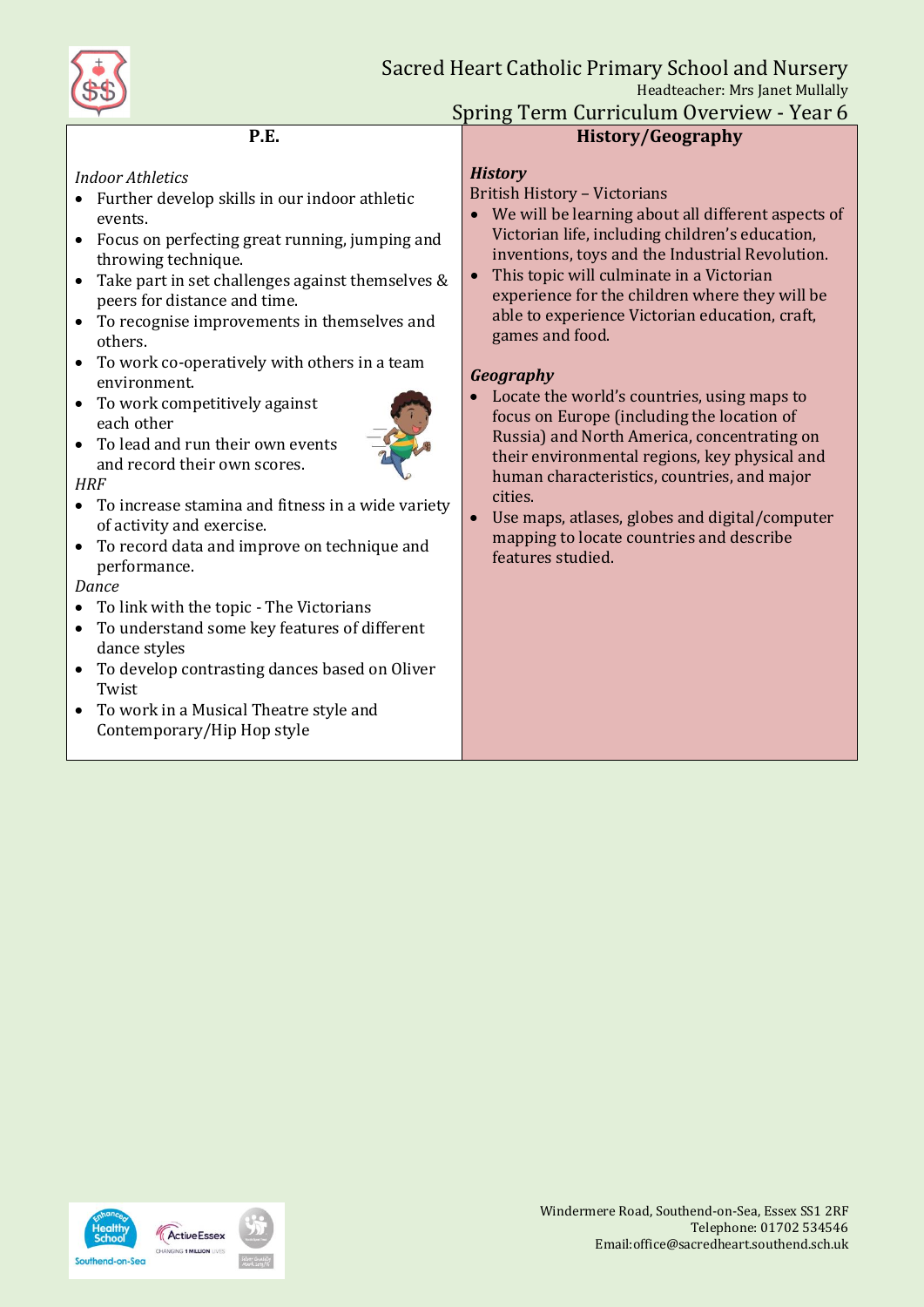# Sacred Heart Catholic Primary School and Nursery

Headteacher: Mrs Janet Mullally

## Spring Term Curriculum Overview - Year 6

## P.E.

*Indoor Athletics*

- Further develop skills in our indoor athletic events.
- Focus on perfecting great running, jumping and throwing technique.
- Take part in set challenges against themselves & peers for distance and time.
- To recognise improvements in themselves and others.
- To work co-operatively with others in a team environment.
- To work competitively against each other
- To lead and run their own events and record their own scores.

*HRF*

- To increase stamina and fitness in a wide variety of activity and exercise.
- To record data and improve on technique and performance.

*Dance*

- To link with the topic - The Victorians
- To understand some key features of different dance styles
- To develop contrasting dances based on Oliver Twist
- To work in a Musical Theatre style and Contemporary/Hip Hop style

## History/Geography

***History***

British History – Victorians

- We will be learning about all different aspects of Victorian life, including children's education, inventions, toys and the Industrial Revolution.
- This topic will culminate in a Victorian experience for the children where they will be able to experience Victorian education, craft, games and food.

***Geography***

- Locate the world's countries, using maps to focus on Europe (including the location of Russia) and North America, concentrating on their environmental regions, key physical and human characteristics, countries, and major cities.
- Use maps, atlases, globes and digital/computer mapping to locate countries and describe features studied.

Windermere Road, Southend-on-Sea, Essex SS1 2RF
Telephone: 01702 534546
Email:office@sacredheart.southend.sch.uk